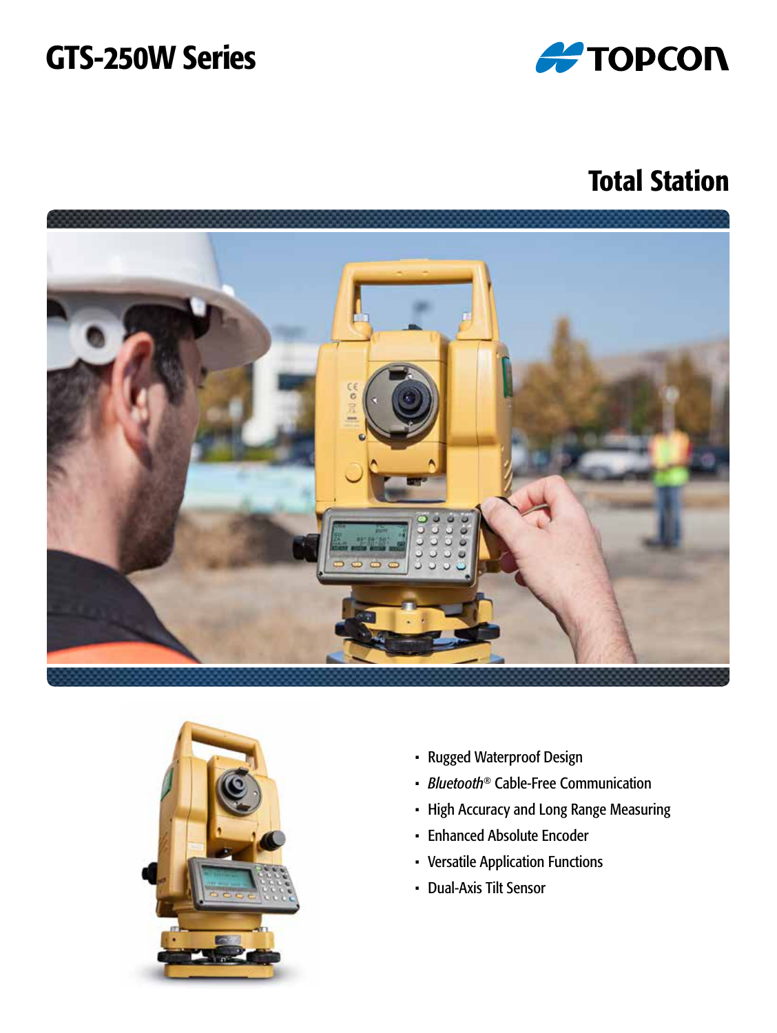# GTS-250W Series

TOPCON

## Total Station

- Rugged Waterproof Design
- *Bluetooth*® Cable-Free Communication
- High Accuracy and Long Range Measuring
- Enhanced Absolute Encoder
- Versatile Application Functions
- Dual-Axis Tilt Sensor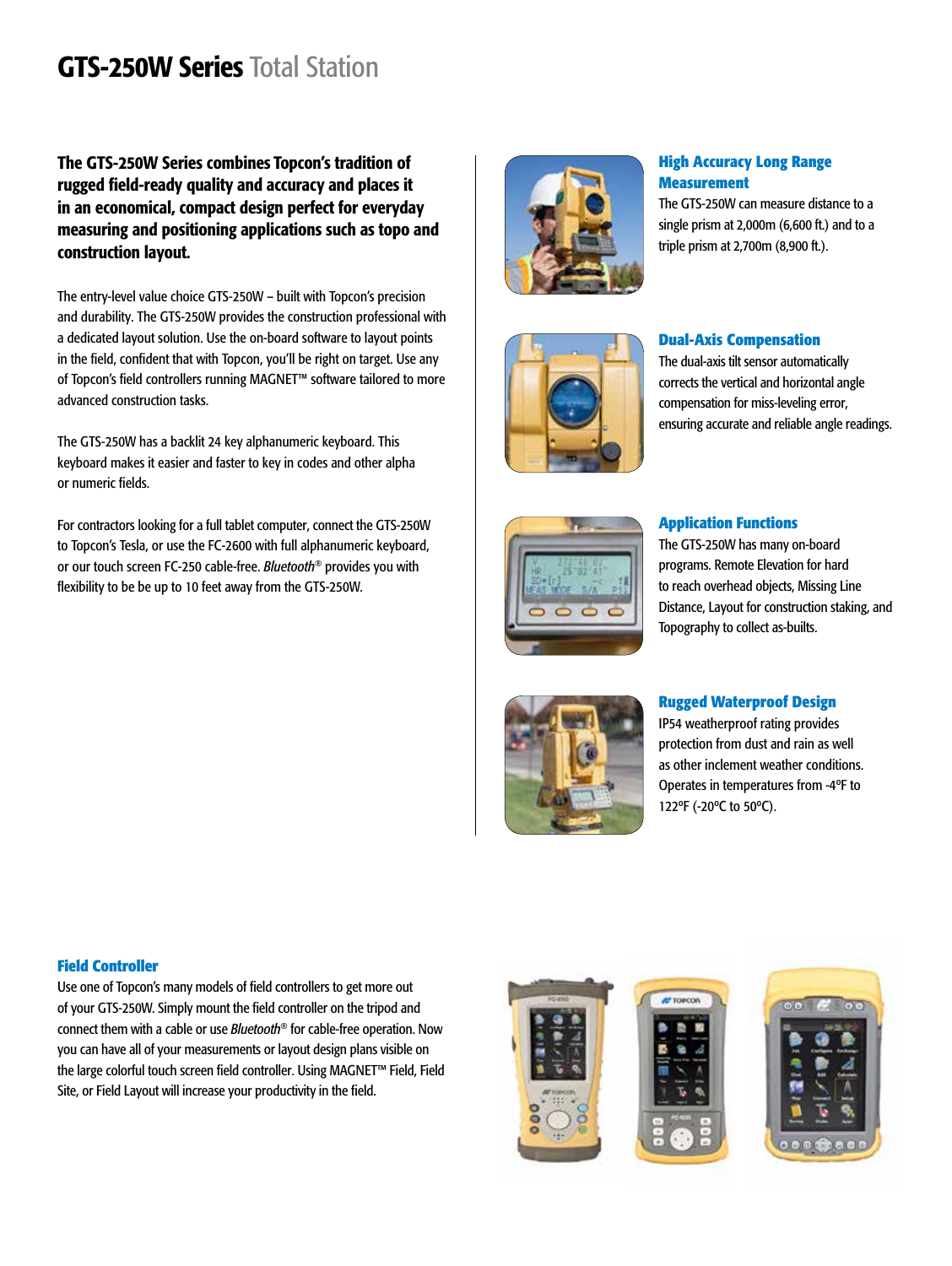# GTS-250W Series Total Station

**The GTS-250W Series combines Topcon's tradition of rugged field-ready quality and accuracy and places it in an economical, compact design perfect for everyday measuring and positioning applications such as topo and construction layout.**

The entry-level value choice GTS-250W – built with Topcon's precision and durability. The GTS-250W provides the construction professional with a dedicated layout solution. Use the on-board software to layout points in the field, confident that with Topcon, you'll be right on target. Use any of Topcon's field controllers running MAGNET™ software tailored to more advanced construction tasks.

The GTS-250W has a backlit 24 key alphanumeric keyboard. This keyboard makes it easier and faster to key in codes and other alpha or numeric fields.

For contractors looking for a full tablet computer, connect the GTS-250W to Topcon's Tesla, or use the FC-2600 with full alphanumeric keyboard, or our touch screen FC-250 cable-free. *Bluetooth®* provides you with flexibility to be be up to 10 feet away from the GTS-250W.

### High Accuracy Long Range Measurement

The GTS-250W can measure distance to a single prism at 2,000m (6,600 ft.) and to a triple prism at 2,700m (8,900 ft.).

### Dual-Axis Compensation

The dual-axis tilt sensor automatically corrects the vertical and horizontal angle compensation for miss-leveling error, ensuring accurate and reliable angle readings.

### Application Functions

The GTS-250W has many on-board programs. Remote Elevation for hard to reach overhead objects, Missing Line Distance, Layout for construction staking, and Topography to collect as-builts.

### Rugged Waterproof Design

IP54 weatherproof rating provides protection from dust and rain as well as other inclement weather conditions. Operates in temperatures from -4ºF to 122ºF (-20ºC to 50ºC).

### Field Controller

Use one of Topcon's many models of field controllers to get more out of your GTS-250W. Simply mount the field controller on the tripod and connect them with a cable or use *Bluetooth®* for cable-free operation. Now you can have all of your measurements or layout design plans visible on the large colorful touch screen field controller. Using MAGNET™ Field, Field Site, or Field Layout will increase your productivity in the field.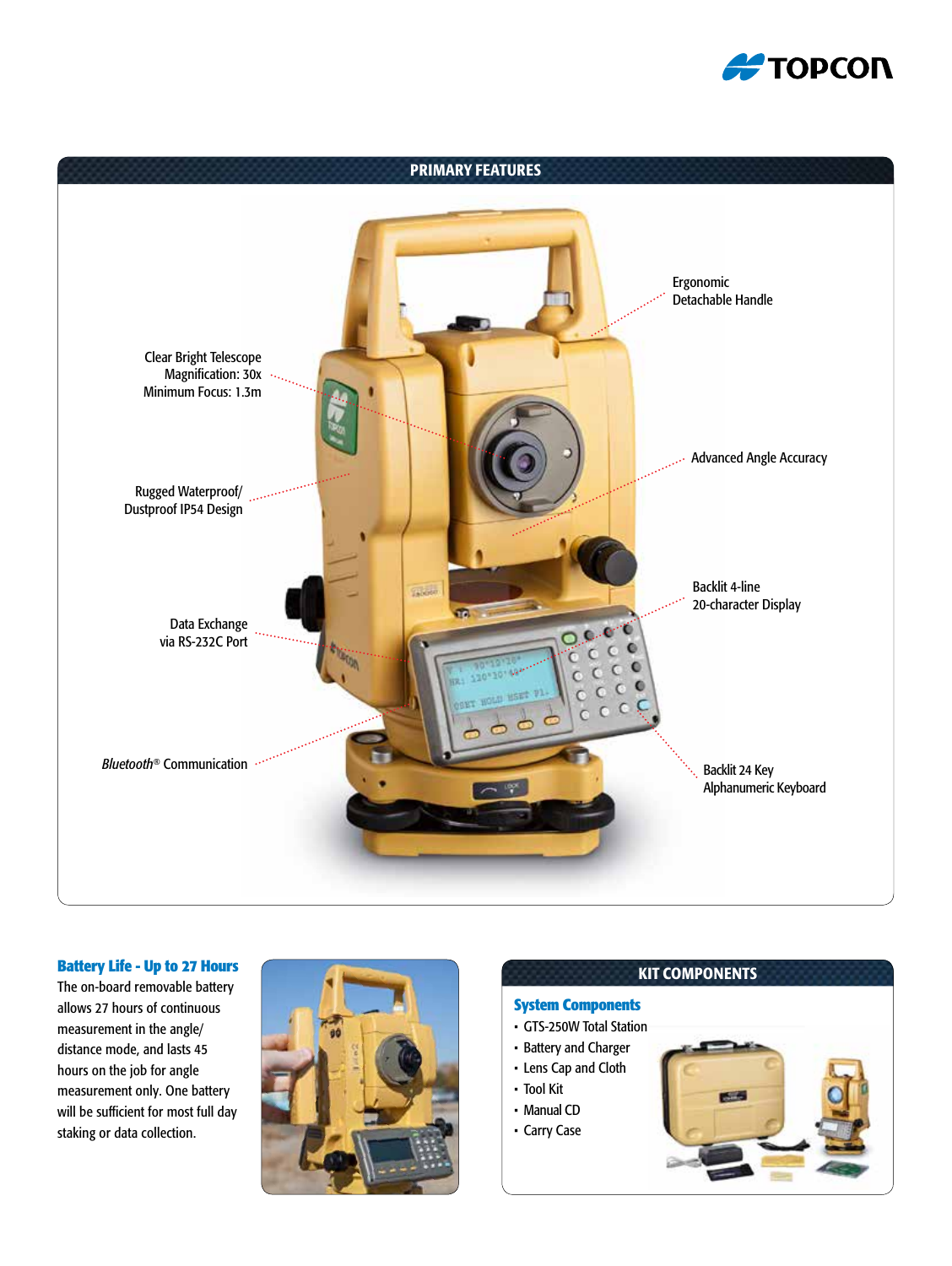## PRIMARY FEATURES

Ergonomic Detachable Handle

Clear Bright Telescope
Magnification: 30x
Minimum Focus: 1.3m

Advanced Angle Accuracy

Rugged Waterproof/ Dustproof IP54 Design

Backlit 4-line 20-character Display

Data Exchange via RS-232C Port

*Bluetooth*® Communication

Backlit 24 Key Alphanumeric Keyboard

### Battery Life - Up to 27 Hours

The on-board removable battery allows 27 hours of continuous measurement in the angle/ distance mode, and lasts 45 hours on the job for angle measurement only. One battery will be sufficient for most full day staking or data collection.

## KIT COMPONENTS

### System Components

- GTS-250W Total Station
- Battery and Charger
- Lens Cap and Cloth
- Tool Kit
- Manual CD
- Carry Case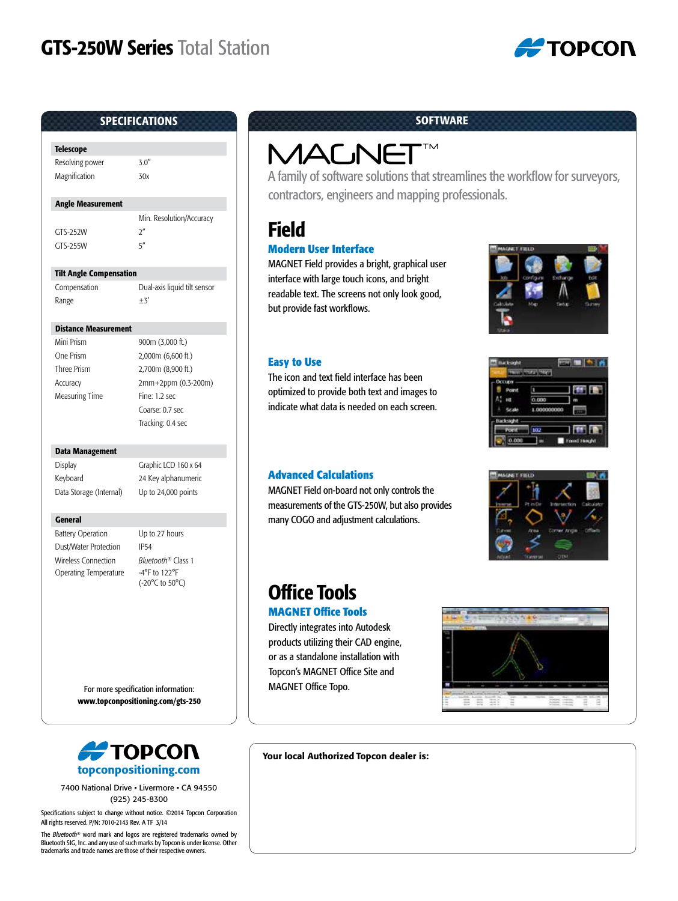# GTS-250W Series Total Station

## SPECIFICATIONS

| | |
|---|---|
| **Telescope** | |
| Resolving power | 3.0" |
| Magnification | 30x |
| **Angle Measurement** | |
| | Min. Resolution/Accuracy |
| GTS-252W | 2" |
| GTS-255W | 5" |
| **Tilt Angle Compensation** | |
| Compensation | Dual-axis liquid tilt sensor |
| Range | ±3' |
| **Distance Measurement** | |
| Mini Prism | 900m (3,000 ft.) |
| One Prism | 2,000m (6,600 ft.) |
| Three Prism | 2,700m (8,900 ft.) |
| Accuracy | 2mm+2ppm (0.3-200m) |
| Measuring Time | Fine: 1.2 sec |
| | Coarse: 0.7 sec |
| | Tracking: 0.4 sec |
| **Data Management** | |
| Display | Graphic LCD 160 x 64 |
| Keyboard | 24 Key alphanumeric |
| Data Storage (Internal) | Up to 24,000 points |
| **General** | |
| Battery Operation | Up to 27 hours |
| Dust/Water Protection | IP54 |
| Wireless Connection | *Bluetooth*® Class 1 |
| Operating Temperature | -4°F to 122°F (-20°C to 50°C) |

For more specification information:
**www.topconpositioning.com/gts-250**

## SOFTWARE

# MAGNET™

A family of software solutions that streamlines the workflow for surveyors, contractors, engineers and mapping professionals.

## Field

### Modern User Interface

MAGNET Field provides a bright, graphical user interface with large touch icons, and bright readable text. The screens not only look good, but provide fast workflows.

### Easy to Use

The icon and text field interface has been optimized to provide both text and images to indicate what data is needed on each screen.

### Advanced Calculations

MAGNET Field on-board not only controls the measurements of the GTS-250W, but also provides many COGO and adjustment calculations.

## Office Tools

### MAGNET Office Tools

Directly integrates into Autodesk products utilizing their CAD engine, or as a standalone installation with Topcon's MAGNET Office Site and MAGNET Office Topo.

**Your local Authorized Topcon dealer is:**

**TOPCON**
**topconpositioning.com**

7400 National Drive • Livermore • CA 94550
(925) 245-8300

Specifications subject to change without notice. ©2014 Topcon Corporation All rights reserved. P/N: 7010-2143 Rev. A TF 3/14

The *Bluetooth*® word mark and logos are registered trademarks owned by Bluetooth SIG, Inc. and any use of such marks by Topcon is under license. Other trademarks and trade names are those of their respective owners.